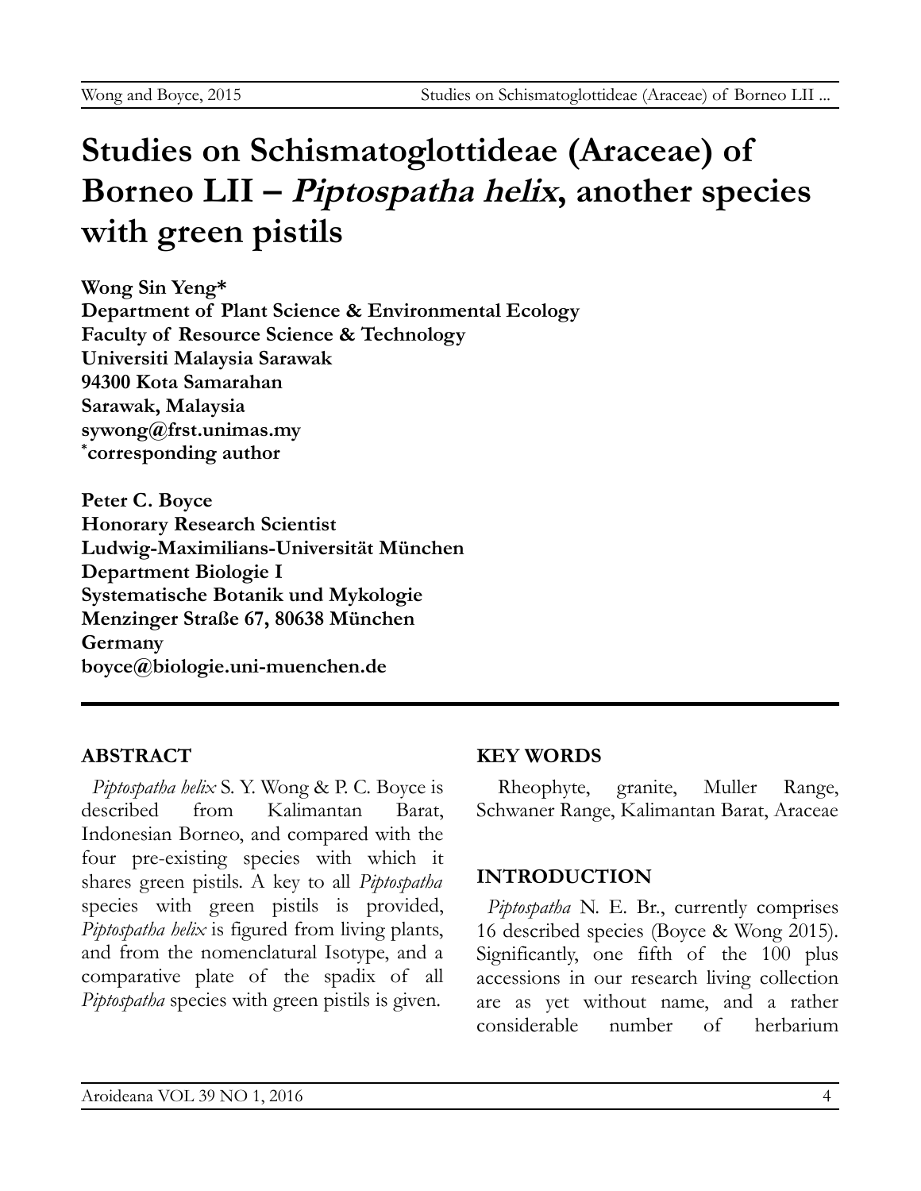# Studies on Schismatoglottideae (Araceae) of Borneo LII – *Piptospatha helix*, another species with green pistils

**Wong Sin Yeng***
**Department of Plant Science & Environmental Ecology**
**Faculty of Resource Science & Technology**
**Universiti Malaysia Sarawak**
**94300 Kota Samarahan**
**Sarawak, Malaysia**
**sywong@frst.unimas.my**
**\*corresponding author**

**Peter C. Boyce**
**Honorary Research Scientist**
**Ludwig-Maximilians-Universität München**
**Department Biologie I**
**Systematische Botanik und Mykologie**
**Menzinger Straße 67, 80638 München**
**Germany**
**boyce@biologie.uni-muenchen.de**

## ABSTRACT

*Piptospatha helix* S. Y. Wong & P. C. Boyce is described from Kalimantan Barat, Indonesian Borneo, and compared with the four pre-existing species with which it shares green pistils. A key to all *Piptospatha* species with green pistils is provided, *Piptospatha helix* is figured from living plants, and from the nomenclatural Isotype, and a comparative plate of the spadix of all *Piptospatha* species with green pistils is given.

## KEY WORDS

Rheophyte, granite, Muller Range, Schwaner Range, Kalimantan Barat, Araceae

## INTRODUCTION

*Piptospatha* N. E. Br., currently comprises 16 described species (Boyce & Wong 2015). Significantly, one fifth of the 100 plus accessions in our research living collection are as yet without name, and a rather considerable number of herbarium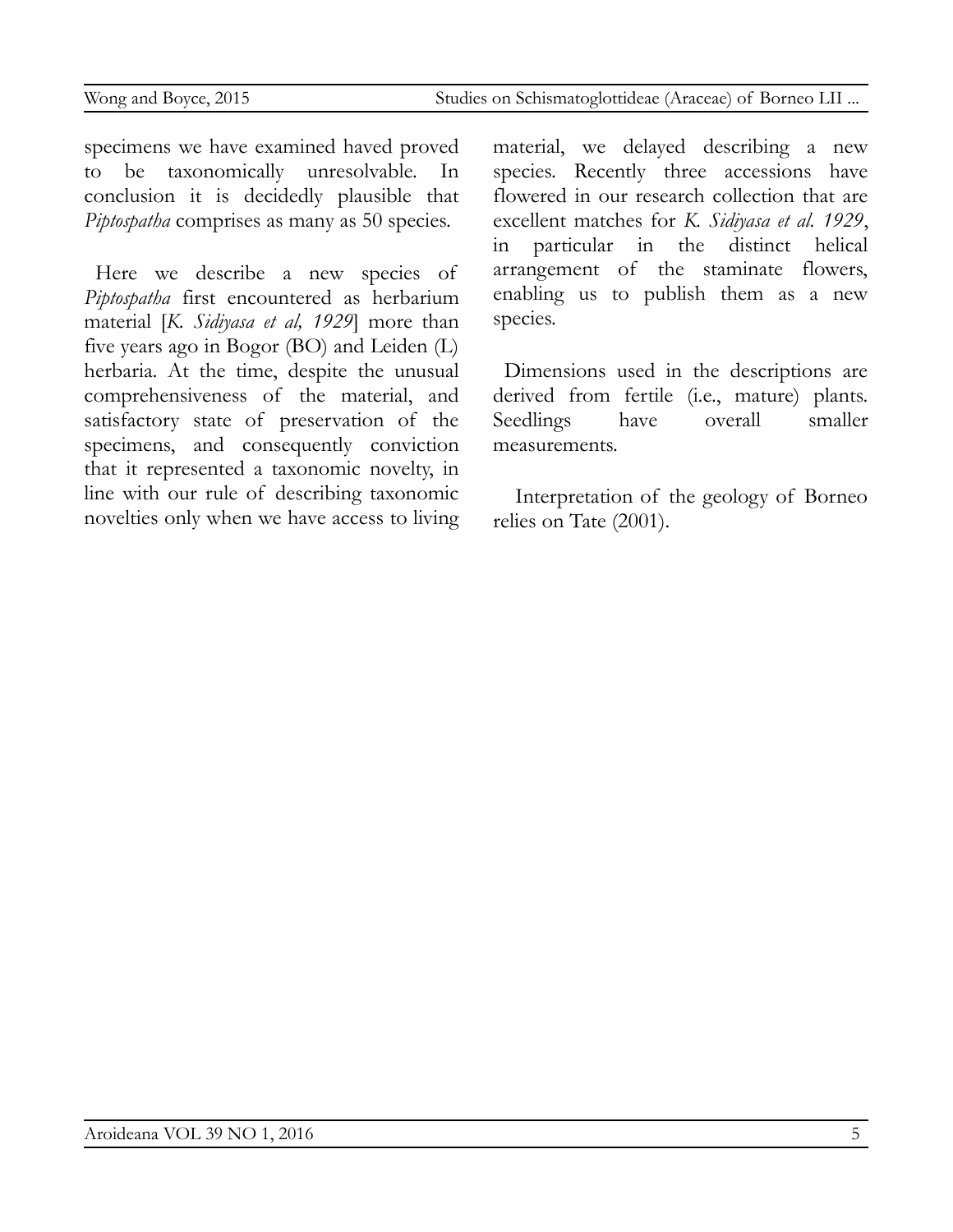specimens we have examined haved proved to be taxonomically unresolvable. In conclusion it is decidedly plausible that *Piptospatha* comprises as many as 50 species.

Here we describe a new species of *Piptospatha* first encountered as herbarium material [*K. Sidiyasa et al, 1929*] more than five years ago in Bogor (BO) and Leiden (L) herbaria. At the time, despite the unusual comprehensiveness of the material, and satisfactory state of preservation of the specimens, and consequently conviction that it represented a taxonomic novelty, in line with our rule of describing taxonomic novelties only when we have access to living material, we delayed describing a new species. Recently three accessions have flowered in our research collection that are excellent matches for *K. Sidiyasa et al. 1929*, in particular in the distinct helical arrangement of the staminate flowers, enabling us to publish them as a new species.

Dimensions used in the descriptions are derived from fertile (i.e., mature) plants. Seedlings have overall smaller measurements.

Interpretation of the geology of Borneo relies on Tate (2001).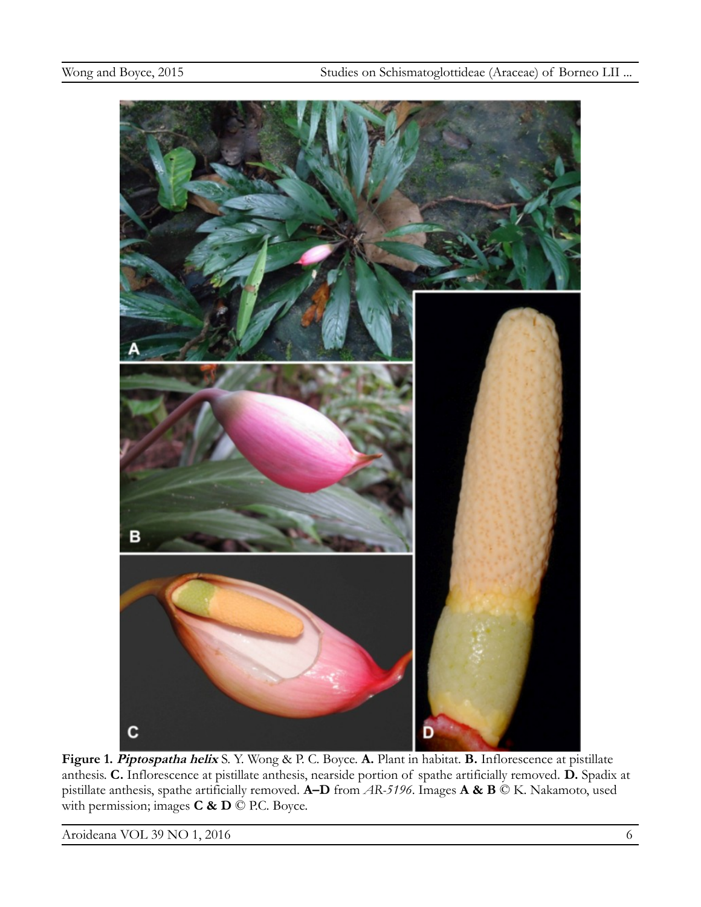**Figure 1. *Piptospatha helix*** S. Y. Wong & P. C. Boyce. **A.** Plant in habitat. **B.** Inflorescence at pistillate anthesis. **C.** Inflorescence at pistillate anthesis, nearside portion of spathe artificially removed. **D.** Spadix at pistillate anthesis, spathe artificially removed. **A–D** from *AR-5196*. Images **A & B** © K. Nakamoto, used with permission; images **C & D** © P.C. Boyce.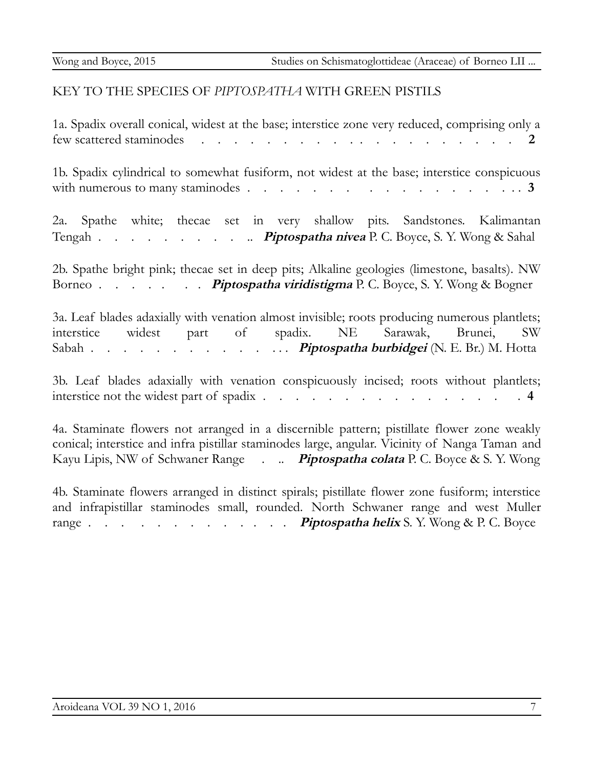## KEY TO THE SPECIES OF *PIPTOSPATHA* WITH GREEN PISTILS

1a. Spadix overall conical, widest at the base; interstice zone very reduced, comprising only a few scattered staminodes . . . . . . . . . . . . . . . . . . . . . . . **2**

1b. Spadix cylindrical to somewhat fusiform, not widest at the base; interstice conspicuous with numerous to many staminodes . . . . . . . . . . . . . . . . . . . . . . . **3**

2a. Spathe white; thecae set in very shallow pits. Sandstones. Kalimantan Tengah . . . . . . . . . . .. ***Piptospatha nivea*** P. C. Boyce, S. Y. Wong & Sahal

2b. Spathe bright pink; thecae set in deep pits; Alkaline geologies (limestone, basalts). NW Borneo . . . . . . . . ***Piptospatha viridistigma*** P. C. Boyce, S. Y. Wong & Bogner

3a. Leaf blades adaxially with venation almost invisible; roots producing numerous plantlets; interstice widest part of spadix. NE Sarawak, Brunei, SW Sabah . . . . . . . . . . . . . . . ***Piptospatha burbidgei*** (N. E. Br.) M. Hotta

3b. Leaf blades adaxially with venation conspicuously incised; roots without plantlets; interstice not the widest part of spadix . . . . . . . . . . . . . . . . . . **4**

4a. Staminate flowers not arranged in a discernible pattern; pistillate flower zone weakly conical; interstice and infra pistillar staminodes large, angular. Vicinity of Nanga Taman and Kayu Lipis, NW of Schwaner Range . .. ***Piptospatha colata*** P. C. Boyce & S. Y. Wong

4b. Staminate flowers arranged in distinct spirals; pistillate flower zone fusiform; interstice and infrapistillar staminodes small, rounded. North Schwaner range and west Muller range . . . . . . . . . . . . . . ***Piptospatha helix*** S. Y. Wong & P. C. Boyce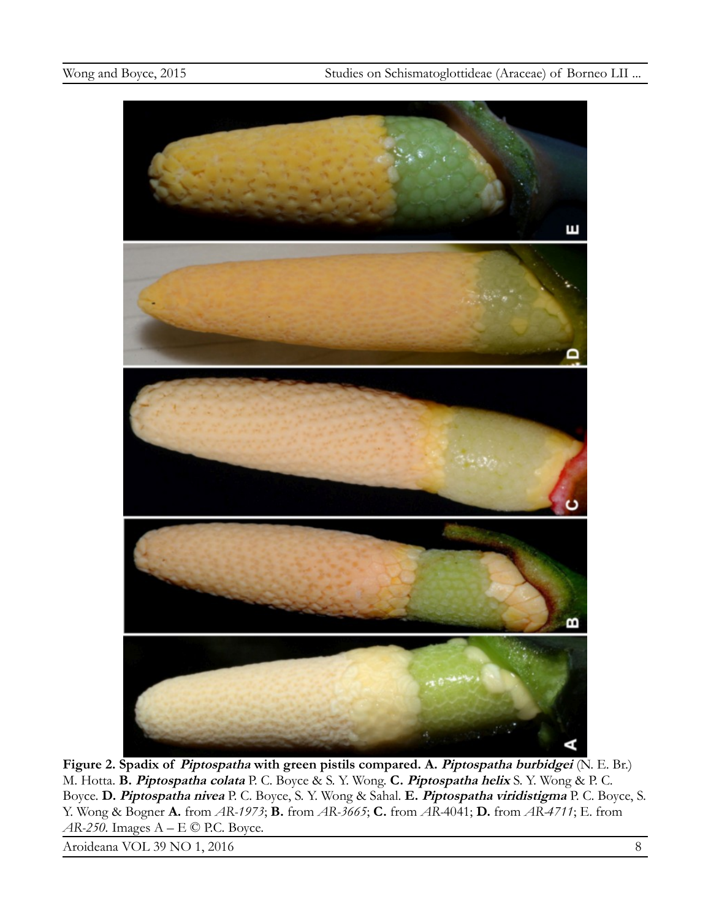**Figure 2. Spadix of *Piptospatha* with green pistils compared. A. *Piptospatha burbidgei*** (N. E. Br.) M. Hotta. **B. *Piptospatha colata*** P. C. Boyce & S. Y. Wong. **C. *Piptospatha helix*** S. Y. Wong & P. C. Boyce. **D. *Piptospatha nivea*** P. C. Boyce, S. Y. Wong & Sahal. **E. *Piptospatha viridistigma*** P. C. Boyce, S. Y. Wong & Bogner **A.** from *AR-1973*; **B.** from *AR-3665*; **C.** from *AR*-4041; **D.** from *AR-4711*; E. from *AR-250*. Images A – E © P.C. Boyce.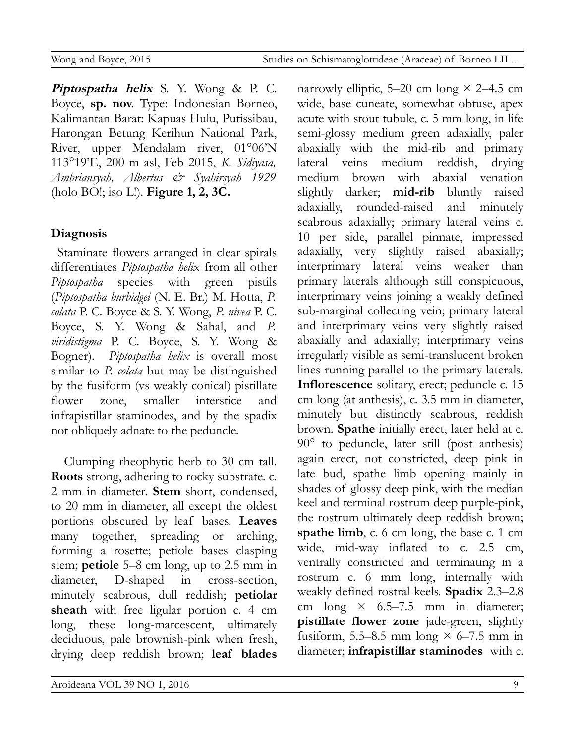***Piptospatha helix*** S. Y. Wong & P. C. Boyce, **sp. nov**. Type: Indonesian Borneo, Kalimantan Barat: Kapuas Hulu, Putissibau, Harongan Betung Kerihun National Park, River, upper Mendalam river, 01°06'N 113°19'E, 200 m asl, Feb 2015, *K. Sidiyasa, Ambriansyah, Albertus & Syahirsyah 1929* (holo BO!; iso L!). **Figure 1, 2, 3C.**

## Diagnosis

Staminate flowers arranged in clear spirals differentiates *Piptospatha helix* from all other *Piptospatha* species with green pistils (*Piptospatha burbidgei* (N. E. Br.) M. Hotta, *P. colata* P. C. Boyce & S. Y. Wong, *P. nivea* P. C. Boyce, S. Y. Wong & Sahal, and *P. viridistigma* P. C. Boyce, S. Y. Wong & Bogner). *Piptospatha helix* is overall most similar to *P. colata* but may be distinguished by the fusiform (vs weakly conical) pistillate flower zone, smaller interstice and infrapistillar staminodes, and by the spadix not obliquely adnate to the peduncle.

Clumping rheophytic herb to 30 cm tall. **Roots** strong, adhering to rocky substrate. c. 2 mm in diameter. **Stem** short, condensed, to 20 mm in diameter, all except the oldest portions obscured by leaf bases. **Leaves** many together, spreading or arching, forming a rosette; petiole bases clasping stem; **petiole** 5–8 cm long, up to 2.5 mm in diameter, D-shaped in cross-section, minutely scabrous, dull reddish; **petiolar sheath** with free ligular portion c. 4 cm long, these long-marcescent, ultimately deciduous, pale brownish-pink when fresh, drying deep reddish brown; **leaf blades** narrowly elliptic, 5–20 cm long × 2–4.5 cm wide, base cuneate, somewhat obtuse, apex acute with stout tubule, c. 5 mm long, in life semi-glossy medium green adaxially, paler abaxially with the mid-rib and primary lateral veins medium reddish, drying medium brown with abaxial venation slightly darker; **mid-rib** bluntly raised adaxially, rounded-raised and minutely scabrous adaxially; primary lateral veins c. 10 per side, parallel pinnate, impressed adaxially, very slightly raised abaxially; interprimary lateral veins weaker than primary laterals although still conspicuous, interprimary veins joining a weakly defined sub-marginal collecting vein; primary lateral and interprimary veins very slightly raised abaxially and adaxially; interprimary veins irregularly visible as semi-translucent broken lines running parallel to the primary laterals. **Inflorescence** solitary, erect; peduncle c. 15 cm long (at anthesis), c. 3.5 mm in diameter, minutely but distinctly scabrous, reddish brown. **Spathe** initially erect, later held at c. 90° to peduncle, later still (post anthesis) again erect, not constricted, deep pink in late bud, spathe limb opening mainly in shades of glossy deep pink, with the median keel and terminal rostrum deep purple-pink, the rostrum ultimately deep reddish brown; **spathe limb**, c. 6 cm long, the base c. 1 cm wide, mid-way inflated to c. 2.5 cm, ventrally constricted and terminating in a rostrum c. 6 mm long, internally with weakly defined rostral keels. **Spadix** 2.3–2.8 cm long × 6.5–7.5 mm in diameter; **pistillate flower zone** jade-green, slightly fusiform, 5.5–8.5 mm long × 6–7.5 mm in diameter; **infrapistillar staminodes** with c.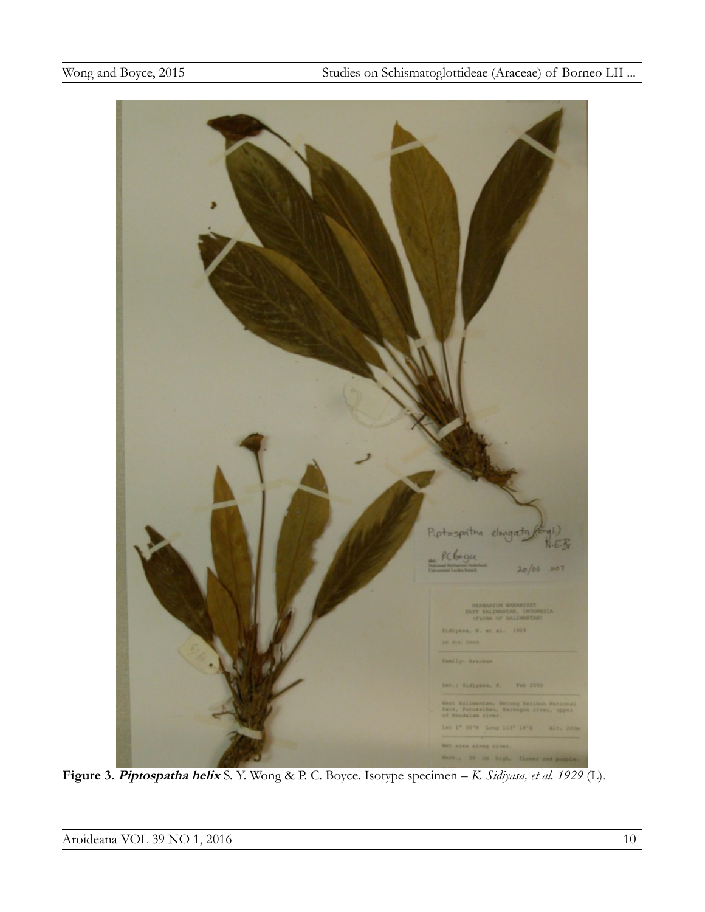**Figure 3. *Piptospatha helix*** S. Y. Wong & P. C. Boyce. Isotype specimen – *K. Sidiyasa, et al. 1929* (L).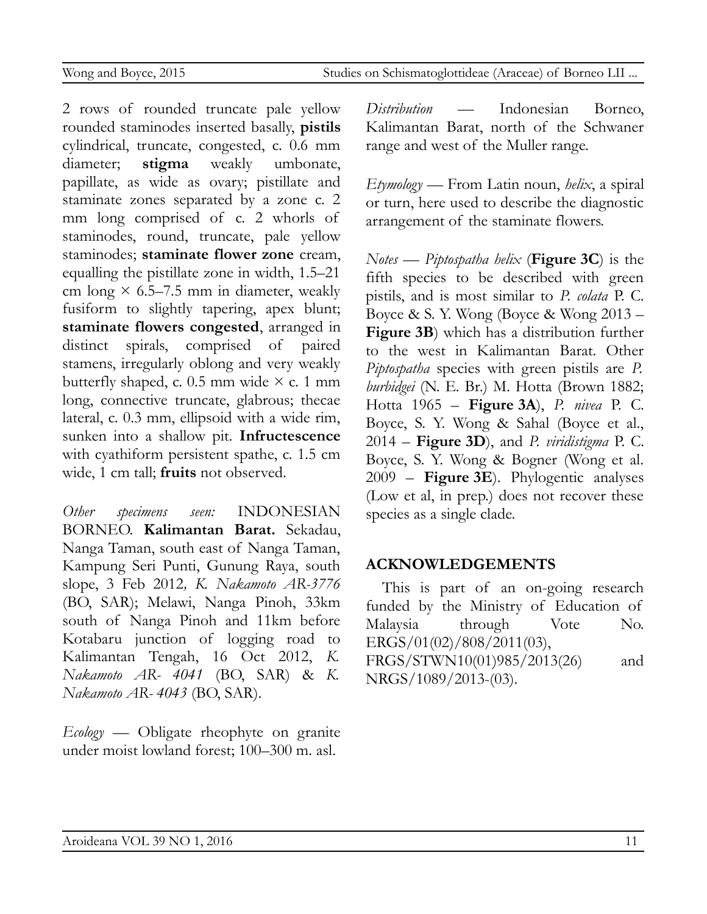2 rows of rounded truncate pale yellow rounded staminodes inserted basally, **pistils** cylindrical, truncate, congested, c. 0.6 mm diameter; **stigma** weakly umbonate, papillate, as wide as ovary; pistillate and staminate zones separated by a zone c. 2 mm long comprised of c. 2 whorls of staminodes, round, truncate, pale yellow staminodes; **staminate flower zone** cream, equalling the pistillate zone in width, 1.5–21 cm long × 6.5–7.5 mm in diameter, weakly fusiform to slightly tapering, apex blunt; **staminate flowers congested**, arranged in distinct spirals, comprised of paired stamens, irregularly oblong and very weakly butterfly shaped, c. 0.5 mm wide × c. 1 mm long, connective truncate, glabrous; thecae lateral, c. 0.3 mm, ellipsoid with a wide rim, sunken into a shallow pit. **Infructescence** with cyathiform persistent spathe, c. 1.5 cm wide, 1 cm tall; **fruits** not observed.

*Other specimens seen:* INDONESIAN BORNEO. **Kalimantan Barat.** Sekadau, Nanga Taman, south east of Nanga Taman, Kampung Seri Punti, Gunung Raya, south slope, 3 Feb 2012*, K. Nakamoto AR-3776* (BO, SAR); Melawi, Nanga Pinoh, 33km south of Nanga Pinoh and 11km before Kotabaru junction of logging road to Kalimantan Tengah, 16 Oct 2012, *K. Nakamoto AR- 4041* (BO, SAR) & *K. Nakamoto AR- 4043* (BO, SAR).

*Ecology* — Obligate rheophyte on granite under moist lowland forest; 100–300 m. asl.

*Distribution* — Indonesian Borneo, Kalimantan Barat, north of the Schwaner range and west of the Muller range.

*Etymology* — From Latin noun, *helix*, a spiral or turn, here used to describe the diagnostic arrangement of the staminate flowers.

*Notes* — *Piptospatha helix* (**Figure 3C**) is the fifth species to be described with green pistils, and is most similar to *P. colata* P. C. Boyce & S. Y. Wong (Boyce & Wong 2013 – **Figure 3B**) which has a distribution further to the west in Kalimantan Barat. Other *Piptospatha* species with green pistils are *P. burbidgei* (N. E. Br.) M. Hotta (Brown 1882; Hotta 1965 – **Figure 3A**), *P. nivea* P. C. Boyce, S. Y. Wong & Sahal (Boyce et al., 2014 – **Figure 3D**), and *P. viridistigma* P. C. Boyce, S. Y. Wong & Bogner (Wong et al. 2009 – **Figure 3E**). Phylogentic analyses (Low et al, in prep.) does not recover these species as a single clade.

## ACKNOWLEDGEMENTS

This is part of an on-going research funded by the Ministry of Education of Malaysia through Vote No. ERGS/01(02)/808/2011(03), FRGS/STWN10(01)985/2013(26) and NRGS/1089/2013-(03).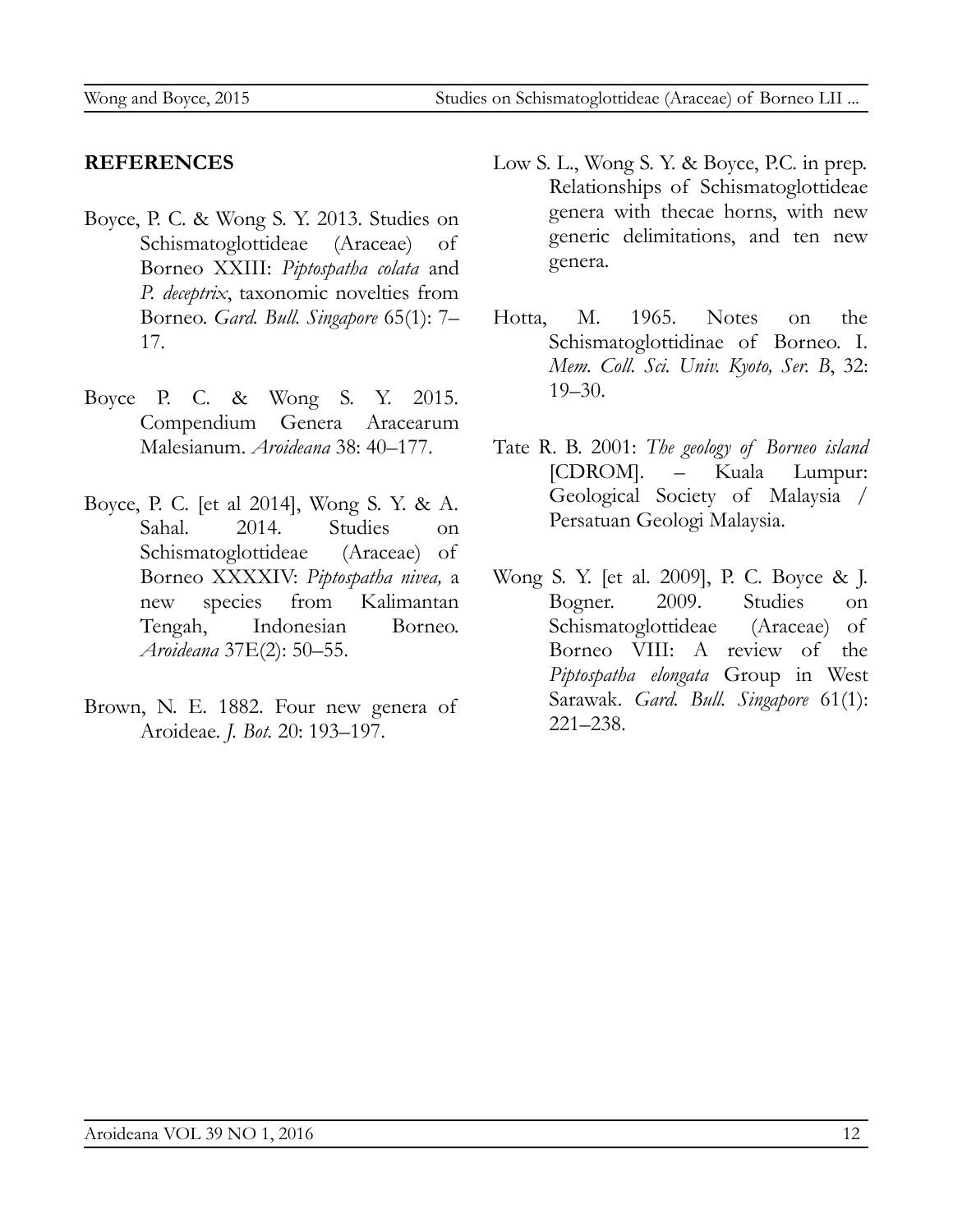## REFERENCES

Boyce, P. C. & Wong S. Y. 2013. Studies on Schismatoglottideae (Araceae) of Borneo XXIII: *Piptospatha colata* and *P. deceptrix*, taxonomic novelties from Borneo. *Gard. Bull. Singapore* 65(1): 7–17.

Boyce P. C. & Wong S. Y. 2015. Compendium Genera Aracearum Malesianum. *Aroideana* 38: 40–177.

Boyce, P. C. [et al 2014], Wong S. Y. & A. Sahal. 2014. Studies on Schismatoglottideae (Araceae) of Borneo XXXXIV: *Piptospatha nivea,* a new species from Kalimantan Tengah, Indonesian Borneo. *Aroideana* 37E(2): 50–55.

Brown, N. E. 1882. Four new genera of Aroideae. *J. Bot.* 20: 193–197.

Low S. L., Wong S. Y. & Boyce, P.C. in prep. Relationships of Schismatoglottideae genera with thecae horns, with new generic delimitations, and ten new genera.

Hotta, M. 1965. Notes on the Schismatoglottidinae of Borneo. I. *Mem. Coll. Sci. Univ. Kyoto, Ser. B*, 32: 19–30.

Tate R. B. 2001: *The geology of Borneo island* [CDROM]. – Kuala Lumpur: Geological Society of Malaysia / Persatuan Geologi Malaysia.

Wong S. Y. [et al. 2009], P. C. Boyce & J. Bogner. 2009. Studies on Schismatoglottideae (Araceae) of Borneo VIII: A review of the *Piptospatha elongata* Group in West Sarawak. *Gard. Bull. Singapore* 61(1): 221–238.